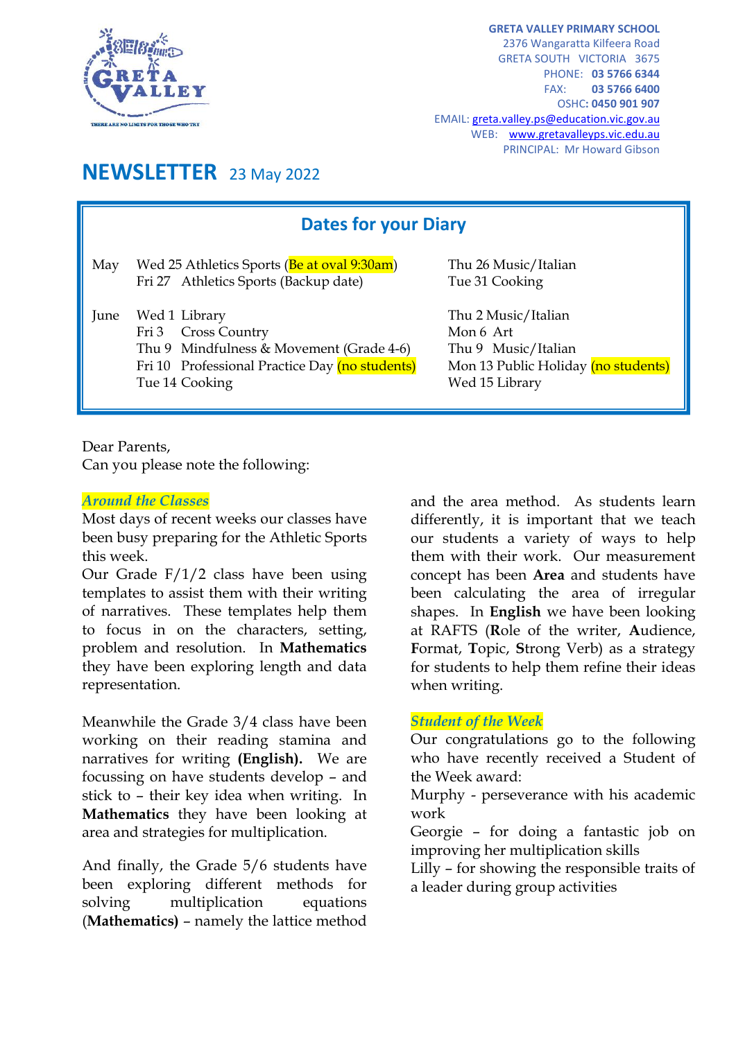**GRETA VALLEY PRIMARY SCHOOL**
2376 Wangaratta Kilfeera Road
GRETA SOUTH VICTORIA 3675
PHONE: **03 5766 6344**
FAX: **03 5766 6400**
OSHC: **0450 901 907**
EMAIL: greta.valley.ps@education.vic.gov.au
WEB: www.gretavalleyps.vic.edu.au
PRINCIPAL: Mr Howard Gibson

# NEWSLETTER 23 May 2022

## Dates for your Diary

| | | |
|---|---|---|
| May | Wed 25 Athletics Sports (Be at oval 9:30am) | Thu 26 Music/Italian |
| | Fri 27 Athletics Sports (Backup date) | Tue 31 Cooking |
| June | Wed 1 Library | Thu 2 Music/Italian |
| | Fri 3 Cross Country | Mon 6 Art |
| | Thu 9 Mindfulness & Movement (Grade 4-6) | Thu 9 Music/Italian |
| | Fri 10 Professional Practice Day (no students) | Mon 13 Public Holiday (no students) |
| | Tue 14 Cooking | Wed 15 Library |

Dear Parents,
Can you please note the following:

### *Around the Classes*

Most days of recent weeks our classes have been busy preparing for the Athletic Sports this week.

Our Grade F/1/2 class have been using templates to assist them with their writing of narratives. These templates help them to focus in on the characters, setting, problem and resolution. In **Mathematics** they have been exploring length and data representation.

Meanwhile the Grade 3/4 class have been working on their reading stamina and narratives for writing **(English).** We are focussing on have students develop – and stick to – their key idea when writing. In **Mathematics** they have been looking at area and strategies for multiplication.

And finally, the Grade 5/6 students have been exploring different methods for solving multiplication equations (**Mathematics)** – namely the lattice method and the area method. As students learn differently, it is important that we teach our students a variety of ways to help them with their work. Our measurement concept has been **Area** and students have been calculating the area of irregular shapes. In **English** we have been looking at RAFTS (**R**ole of the writer, **A**udience, **F**ormat, **T**opic, **S**trong Verb) as a strategy for students to help them refine their ideas when writing.

### *Student of the Week*

Our congratulations go to the following who have recently received a Student of the Week award:

Murphy - perseverance with his academic work

Georgie – for doing a fantastic job on improving her multiplication skills

Lilly – for showing the responsible traits of a leader during group activities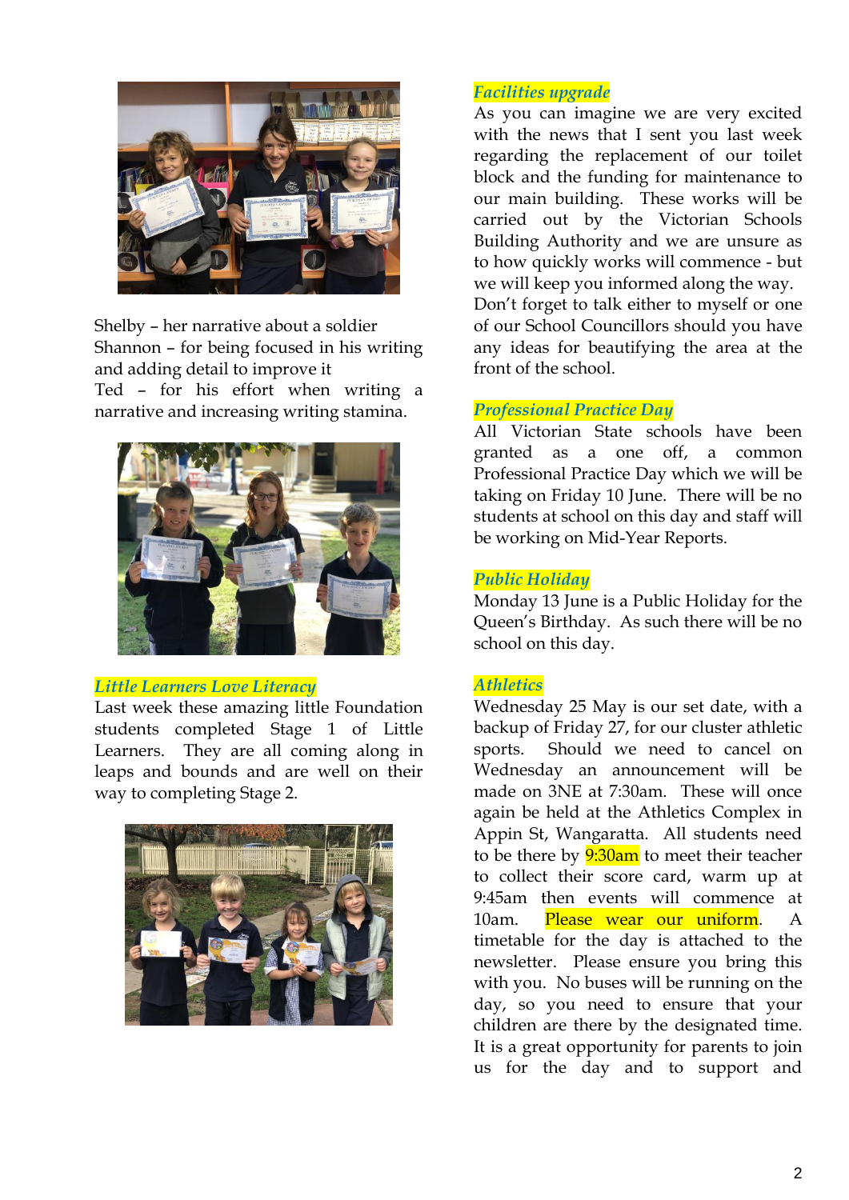Shelby – her narrative about a soldier
Shannon – for being focused in his writing and adding detail to improve it
Ted – for his effort when writing a narrative and increasing writing stamina.

## *Little Learners Love Literacy*

Last week these amazing little Foundation students completed Stage 1 of Little Learners. They are all coming along in leaps and bounds and are well on their way to completing Stage 2.

## *Facilities upgrade*

As you can imagine we are very excited with the news that I sent you last week regarding the replacement of our toilet block and the funding for maintenance to our main building. These works will be carried out by the Victorian Schools Building Authority and we are unsure as to how quickly works will commence - but we will keep you informed along the way. Don't forget to talk either to myself or one of our School Councillors should you have any ideas for beautifying the area at the front of the school.

## *Professional Practice Day*

All Victorian State schools have been granted as a one off, a common Professional Practice Day which we will be taking on Friday 10 June. There will be no students at school on this day and staff will be working on Mid-Year Reports.

## *Public Holiday*

Monday 13 June is a Public Holiday for the Queen's Birthday. As such there will be no school on this day.

## *Athletics*

Wednesday 25 May is our set date, with a backup of Friday 27, for our cluster athletic sports. Should we need to cancel on Wednesday an announcement will be made on 3NE at 7:30am. These will once again be held at the Athletics Complex in Appin St, Wangaratta. All students need to be there by 9:30am to meet their teacher to collect their score card, warm up at 9:45am then events will commence at 10am. Please wear our uniform. A timetable for the day is attached to the newsletter. Please ensure you bring this with you. No buses will be running on the day, so you need to ensure that your children are there by the designated time. It is a great opportunity for parents to join us for the day and to support and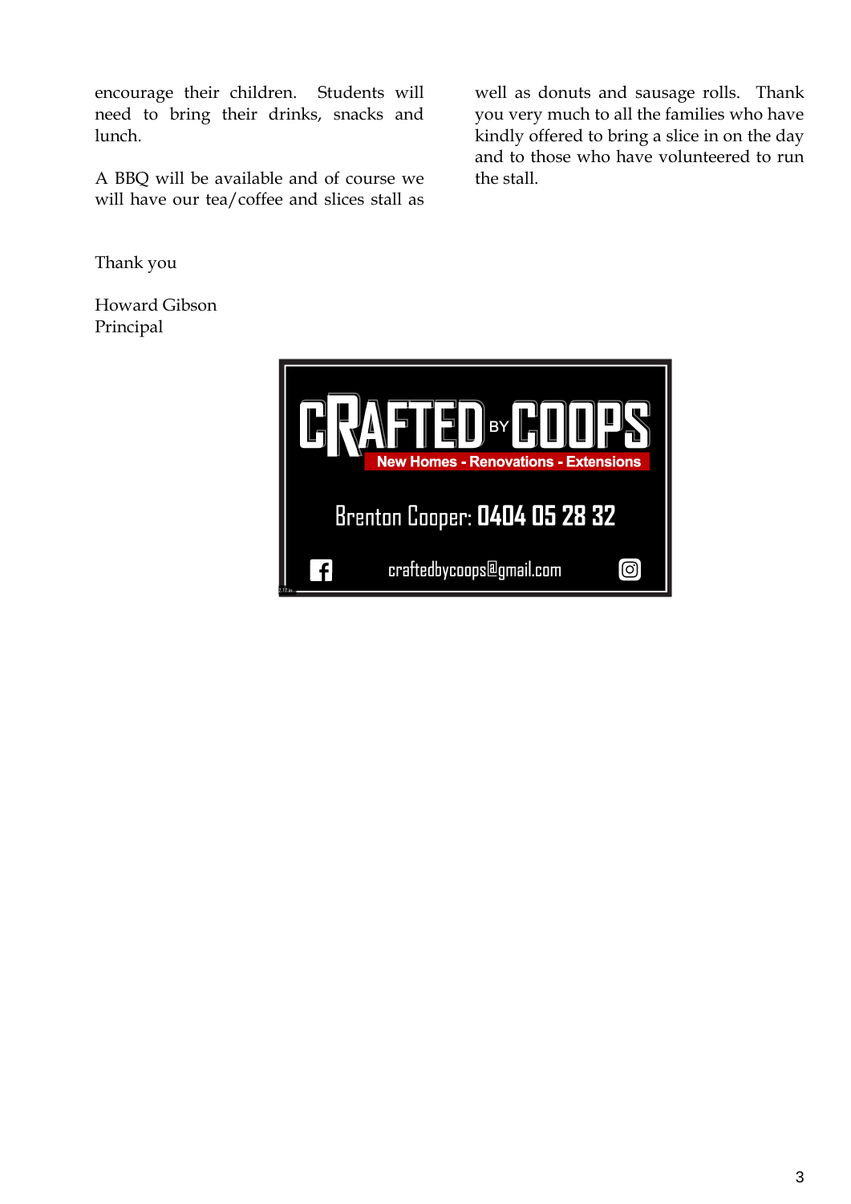encourage their children. Students will need to bring their drinks, snacks and lunch.

A BBQ will be available and of course we will have our tea/coffee and slices stall as well as donuts and sausage rolls. Thank you very much to all the families who have kindly offered to bring a slice in on the day and to those who have volunteered to run the stall.

Thank you

Howard Gibson
Principal

CRAFTED BY COOPS

New Homes - Renovations - Extensions

Brenton Cooper: 0404 05 28 32

craftedbycoops@gmail.com